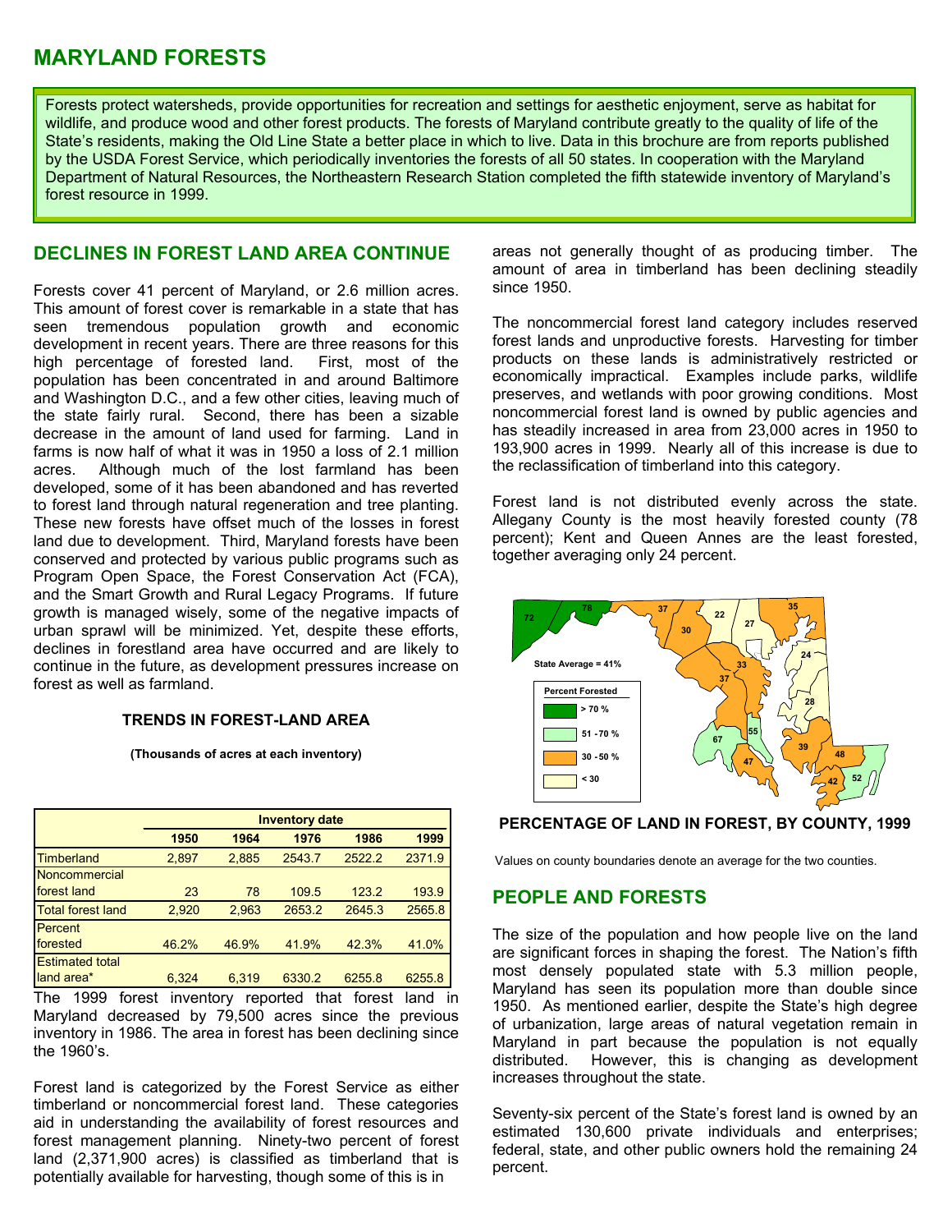# MARYLAND FORESTS

Forests protect watersheds, provide opportunities for recreation and settings for aesthetic enjoyment, serve as habitat for wildlife, and produce wood and other forest products. The forests of Maryland contribute greatly to the quality of life of the State's residents, making the Old Line State a better place in which to live. Data in this brochure are from reports published by the USDA Forest Service, which periodically inventories the forests of all 50 states. In cooperation with the Maryland Department of Natural Resources, the Northeastern Research Station completed the fifth statewide inventory of Maryland's forest resource in 1999.

## DECLINES IN FOREST LAND AREA CONTINUE

Forests cover 41 percent of Maryland, or 2.6 million acres. This amount of forest cover is remarkable in a state that has seen tremendous population growth and economic development in recent years. There are three reasons for this high percentage of forested land. First, most of the population has been concentrated in and around Baltimore and Washington D.C., and a few other cities, leaving much of the state fairly rural. Second, there has been a sizable decrease in the amount of land used for farming. Land in farms is now half of what it was in 1950 a loss of 2.1 million acres. Although much of the lost farmland has been developed, some of it has been abandoned and has reverted to forest land through natural regeneration and tree planting. These new forests have offset much of the losses in forest land due to development. Third, Maryland forests have been conserved and protected by various public programs such as Program Open Space, the Forest Conservation Act (FCA), and the Smart Growth and Rural Legacy Programs. If future growth is managed wisely, some of the negative impacts of urban sprawl will be minimized. Yet, despite these efforts, declines in forestland area have occurred and are likely to continue in the future, as development pressures increase on forest as well as farmland.

**TRENDS IN FOREST-LAND AREA**

**(Thousands of acres at each inventory)**

| | Inventory date | | | | |
|---|---|---|---|---|---|
| | **1950** | **1964** | **1976** | **1986** | **1999** |
| Timberland | 2,897 | 2,885 | 2543.7 | 2522.2 | 2371.9 |
| Noncommercial forest land | 23 | 78 | 109.5 | 123.2 | 193.9 |
| Total forest land | 2,920 | 2,963 | 2653.2 | 2645.3 | 2565.8 |
| Percent forested | 46.2% | 46.9% | 41.9% | 42.3% | 41.0% |
| Estimated total land area* | 6,324 | 6,319 | 6330.2 | 6255.8 | 6255.8 |

The 1999 forest inventory reported that forest land in Maryland decreased by 79,500 acres since the previous inventory in 1986. The area in forest has been declining since the 1960's.

Forest land is categorized by the Forest Service as either timberland or noncommercial forest land. These categories aid in understanding the availability of forest resources and forest management planning. Ninety-two percent of forest land (2,371,900 acres) is classified as timberland that is potentially available for harvesting, though some of this is in areas not generally thought of as producing timber. The amount of area in timberland has been declining steadily since 1950.

The noncommercial forest land category includes reserved forest lands and unproductive forests. Harvesting for timber products on these lands is administratively restricted or economically impractical. Examples include parks, wildlife preserves, and wetlands with poor growing conditions. Most noncommercial forest land is owned by public agencies and has steadily increased in area from 23,000 acres in 1950 to 193,900 acres in 1999. Nearly all of this increase is due to the reclassification of timberland into this category.

Forest land is not distributed evenly across the state. Allegany County is the most heavily forested county (78 percent); Kent and Queen Annes are the least forested, together averaging only 24 percent.

State Average = 41%

Percent Forested: > 70 %; 51 -70 %; 30 - 50 %; < 30

**PERCENTAGE OF LAND IN FOREST, BY COUNTY, 1999**

Values on county boundaries denote an average for the two counties.

## PEOPLE AND FORESTS

The size of the population and how people live on the land are significant forces in shaping the forest. The Nation's fifth most densely populated state with 5.3 million people, Maryland has seen its population more than double since 1950. As mentioned earlier, despite the State's high degree of urbanization, large areas of natural vegetation remain in Maryland in part because the population is not equally distributed. However, this is changing as development increases throughout the state.

Seventy-six percent of the State's forest land is owned by an estimated 130,600 private individuals and enterprises; federal, state, and other public owners hold the remaining 24 percent.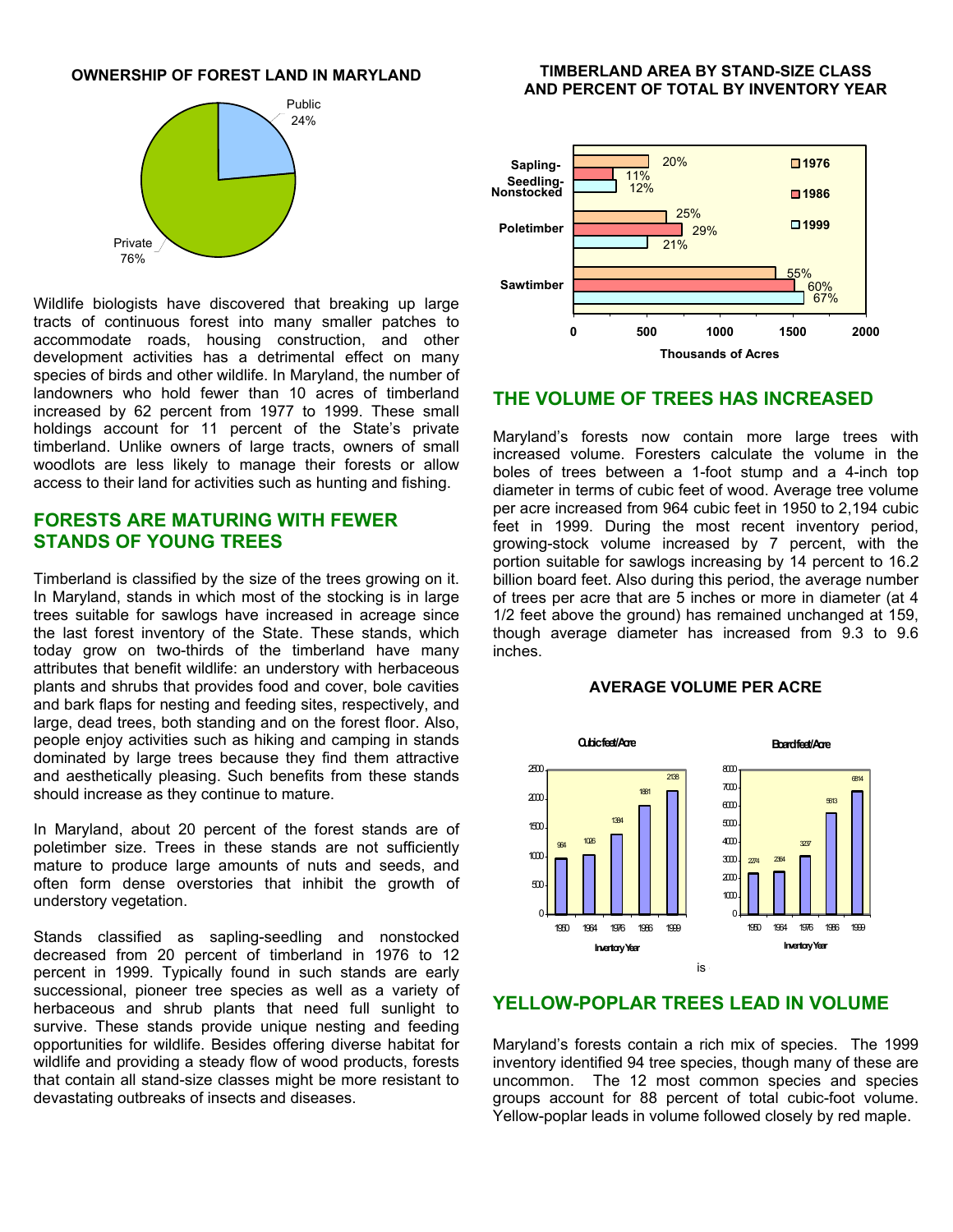**OWNERSHIP OF FOREST LAND IN MARYLAND**

| Ownership | Percent |
|---|---|
| Public | 24% |
| Private | 76% |

Wildlife biologists have discovered that breaking up large tracts of continuous forest into many smaller patches to accommodate roads, housing construction, and other development activities has a detrimental effect on many species of birds and other wildlife. In Maryland, the number of landowners who hold fewer than 10 acres of timberland increased by 62 percent from 1977 to 1999. These small holdings account for 11 percent of the State's private timberland. Unlike owners of large tracts, owners of small woodlots are less likely to manage their forests or allow access to their land for activities such as hunting and fishing.

## FORESTS ARE MATURING WITH FEWER STANDS OF YOUNG TREES

Timberland is classified by the size of the trees growing on it. In Maryland, stands in which most of the stocking is in large trees suitable for sawlogs have increased in acreage since the last forest inventory of the State. These stands, which today grow on two-thirds of the timberland have many attributes that benefit wildlife: an understory with herbaceous plants and shrubs that provides food and cover, bole cavities and bark flaps for nesting and feeding sites, respectively, and large, dead trees, both standing and on the forest floor. Also, people enjoy activities such as hiking and camping in stands dominated by large trees because they find them attractive and aesthetically pleasing. Such benefits from these stands should increase as they continue to mature.

In Maryland, about 20 percent of the forest stands are of poletimber size. Trees in these stands are not sufficiently mature to produce large amounts of nuts and seeds, and often form dense overstories that inhibit the growth of understory vegetation.

Stands classified as sapling-seedling and nonstocked decreased from 20 percent of timberland in 1976 to 12 percent in 1999. Typically found in such stands are early successional, pioneer tree species as well as a variety of herbaceous and shrub plants that need full sunlight to survive. These stands provide unique nesting and feeding opportunities for wildlife. Besides offering diverse habitat for wildlife and providing a steady flow of wood products, forests that contain all stand-size classes might be more resistant to devastating outbreaks of insects and diseases.

**TIMBERLAND AREA BY STAND-SIZE CLASS AND PERCENT OF TOTAL BY INVENTORY YEAR**

| Stand-size class | 1976 | 1986 | 1999 |
|---|---|---|---|
| Sapling-Seedling-Nonstocked | 20% | 11% | 12% |
| Poletimber | 25% | 29% | 21% |
| Sawtimber | 55% | 60% | 67% |

Thousands of Acres

## THE VOLUME OF TREES HAS INCREASED

Maryland's forests now contain more large trees with increased volume. Foresters calculate the volume in the boles of trees between a 1-foot stump and a 4-inch top diameter in terms of cubic feet of wood. Average tree volume per acre increased from 964 cubic feet in 1950 to 2,194 cubic feet in 1999. During the most recent inventory period, growing-stock volume increased by 7 percent, with the portion suitable for sawlogs increasing by 14 percent to 16.2 billion board feet. Also during this period, the average number of trees per acre that are 5 inches or more in diameter (at 4 1/2 feet above the ground) has remained unchanged at 159, though average diameter has increased from 9.3 to 9.6 inches.

**AVERAGE VOLUME PER ACRE**

| Inventory Year | Cubic feet/Acre | Board feet/Acre |
|---|---|---|
| 1950 | 964 | 2274 |
| 1964 | 1026 | 2364 |
| 1976 | 1384 | 3237 |
| 1986 | 1881 | 5613 |
| 1999 | 2138 | 6814 |

is

## YELLOW-POPLAR TREES LEAD IN VOLUME

Maryland's forests contain a rich mix of species. The 1999 inventory identified 94 tree species, though many of these are uncommon. The 12 most common species and species groups account for 88 percent of total cubic-foot volume. Yellow-poplar leads in volume followed closely by red maple.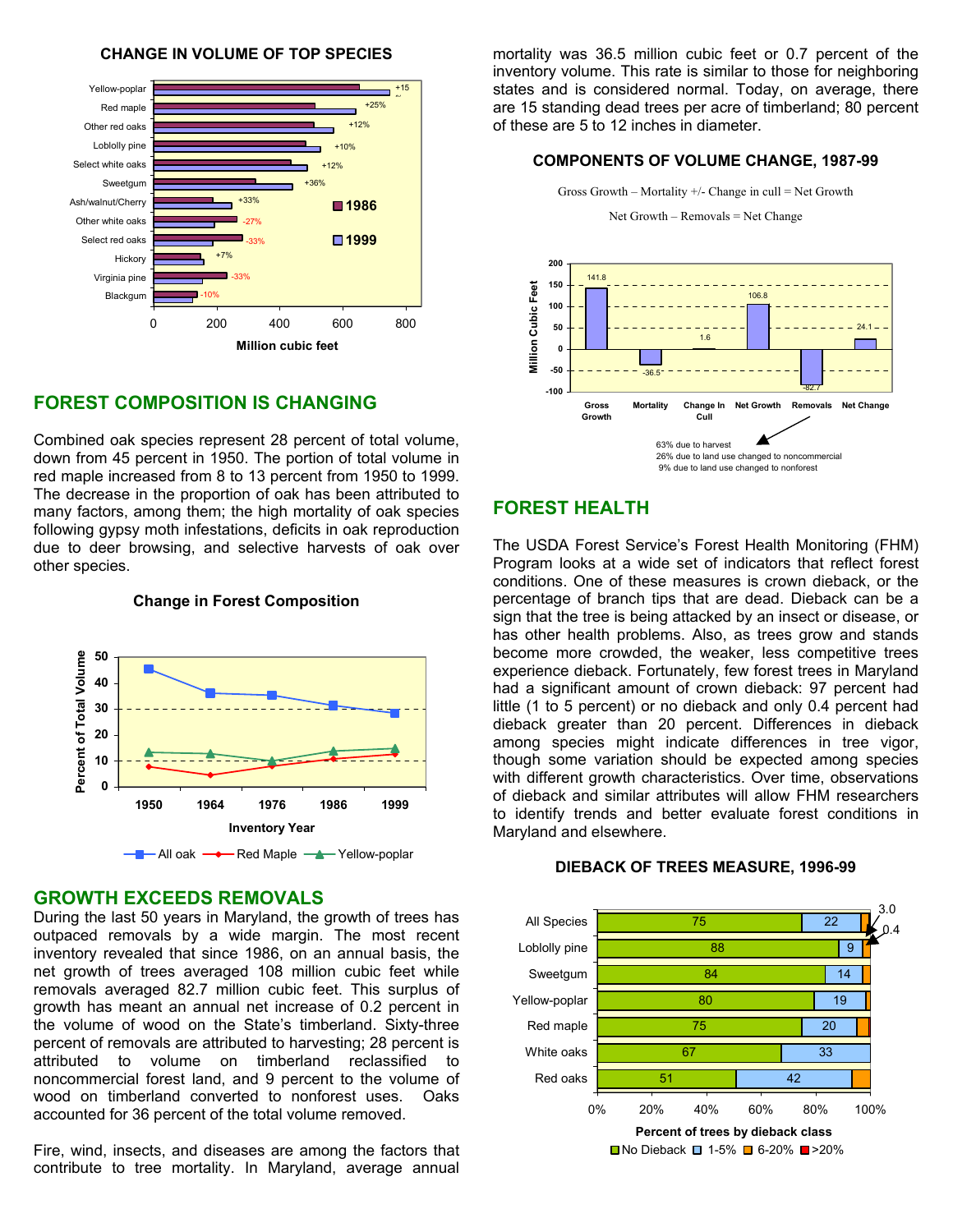#### CHANGE IN VOLUME OF TOP SPECIES

## FOREST COMPOSITION IS CHANGING

Combined oak species represent 28 percent of total volume, down from 45 percent in 1950. The portion of total volume in red maple increased from 8 to 13 percent from 1950 to 1999. The decrease in the proportion of oak has been attributed to many factors, among them; the high mortality of oak species following gypsy moth infestations, deficits in oak reproduction due to deer browsing, and selective harvests of oak over other species.

#### Change in Forest Composition

## GROWTH EXCEEDS REMOVALS

During the last 50 years in Maryland, the growth of trees has outpaced removals by a wide margin. The most recent inventory revealed that since 1986, on an annual basis, the net growth of trees averaged 108 million cubic feet while removals averaged 82.7 million cubic feet. This surplus of growth has meant an annual net increase of 0.2 percent in the volume of wood on the State's timberland. Sixty-three percent of removals are attributed to harvesting; 28 percent is attributed to volume on timberland reclassified to noncommercial forest land, and 9 percent to the volume of wood on timberland converted to nonforest uses. Oaks accounted for 36 percent of the total volume removed.

Fire, wind, insects, and diseases are among the factors that contribute to tree mortality. In Maryland, average annual mortality was 36.5 million cubic feet or 0.7 percent of the inventory volume. This rate is similar to those for neighboring states and is considered normal. Today, on average, there are 15 standing dead trees per acre of timberland; 80 percent of these are 5 to 12 inches in diameter.

#### COMPONENTS OF VOLUME CHANGE, 1987-99

Gross Growth – Mortality +/- Change in cull = Net Growth

Net Growth – Removals = Net Change

63% due to harvest
26% due to land use changed to noncommercial
9% due to land use changed to nonforest

## FOREST HEALTH

The USDA Forest Service's Forest Health Monitoring (FHM) Program looks at a wide set of indicators that reflect forest conditions. One of these measures is crown dieback, or the percentage of branch tips that are dead. Dieback can be a sign that the tree is being attacked by an insect or disease, or has other health problems. Also, as trees grow and stands become more crowded, the weaker, less competitive trees experience dieback. Fortunately, few forest trees in Maryland had a significant amount of crown dieback: 97 percent had little (1 to 5 percent) or no dieback and only 0.4 percent had dieback greater than 20 percent. Differences in dieback among species might indicate differences in tree vigor, though some variation should be expected among species with different growth characteristics. Over time, observations of dieback and similar attributes will allow FHM researchers to identify trends and better evaluate forest conditions in Maryland and elsewhere.

#### DIEBACK OF TREES MEASURE, 1996-99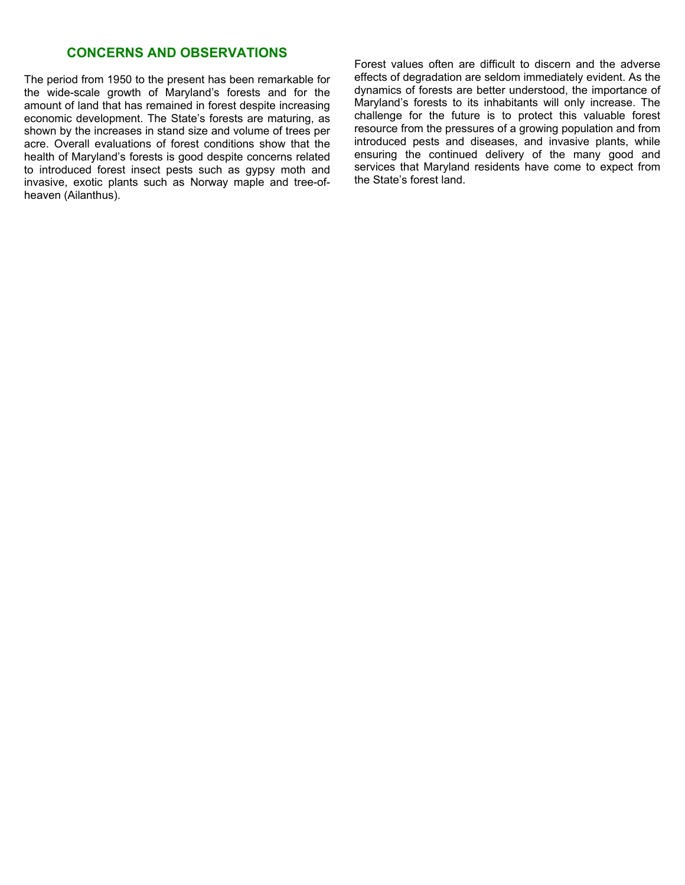## CONCERNS AND OBSERVATIONS

The period from 1950 to the present has been remarkable for the wide-scale growth of Maryland's forests and for the amount of land that has remained in forest despite increasing economic development. The State's forests are maturing, as shown by the increases in stand size and volume of trees per acre. Overall evaluations of forest conditions show that the health of Maryland's forests is good despite concerns related to introduced forest insect pests such as gypsy moth and invasive, exotic plants such as Norway maple and tree-of-heaven (Ailanthus).

Forest values often are difficult to discern and the adverse effects of degradation are seldom immediately evident. As the dynamics of forests are better understood, the importance of Maryland's forests to its inhabitants will only increase. The challenge for the future is to protect this valuable forest resource from the pressures of a growing population and from introduced pests and diseases, and invasive plants, while ensuring the continued delivery of the many good and services that Maryland residents have come to expect from the State's forest land.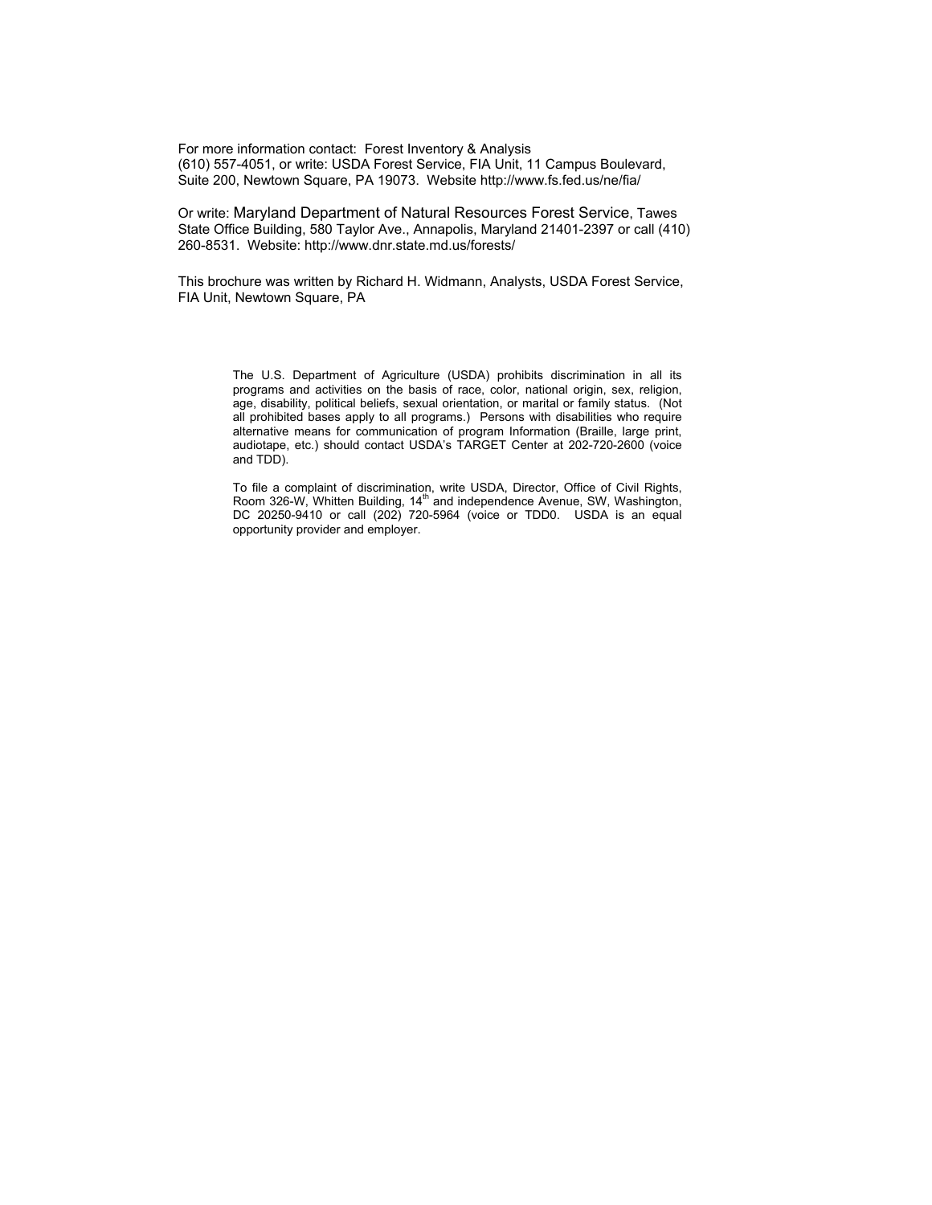For more information contact: Forest Inventory & Analysis
(610) 557-4051, or write: USDA Forest Service, FIA Unit, 11 Campus Boulevard, Suite 200, Newtown Square, PA 19073. Website http://www.fs.fed.us/ne/fia/

Or write: Maryland Department of Natural Resources Forest Service, Tawes State Office Building, 580 Taylor Ave., Annapolis, Maryland 21401-2397 or call (410) 260-8531. Website: http://www.dnr.state.md.us/forests/

This brochure was written by Richard H. Widmann, Analysts, USDA Forest Service, FIA Unit, Newtown Square, PA

The U.S. Department of Agriculture (USDA) prohibits discrimination in all its programs and activities on the basis of race, color, national origin, sex, religion, age, disability, political beliefs, sexual orientation, or marital or family status. (Not all prohibited bases apply to all programs.) Persons with disabilities who require alternative means for communication of program Information (Braille, large print, audiotape, etc.) should contact USDA's TARGET Center at 202-720-2600 (voice and TDD).

To file a complaint of discrimination, write USDA, Director, Office of Civil Rights, Room 326-W, Whitten Building, 14th and independence Avenue, SW, Washington, DC 20250-9410 or call (202) 720-5964 (voice or TDD0. USDA is an equal opportunity provider and employer.